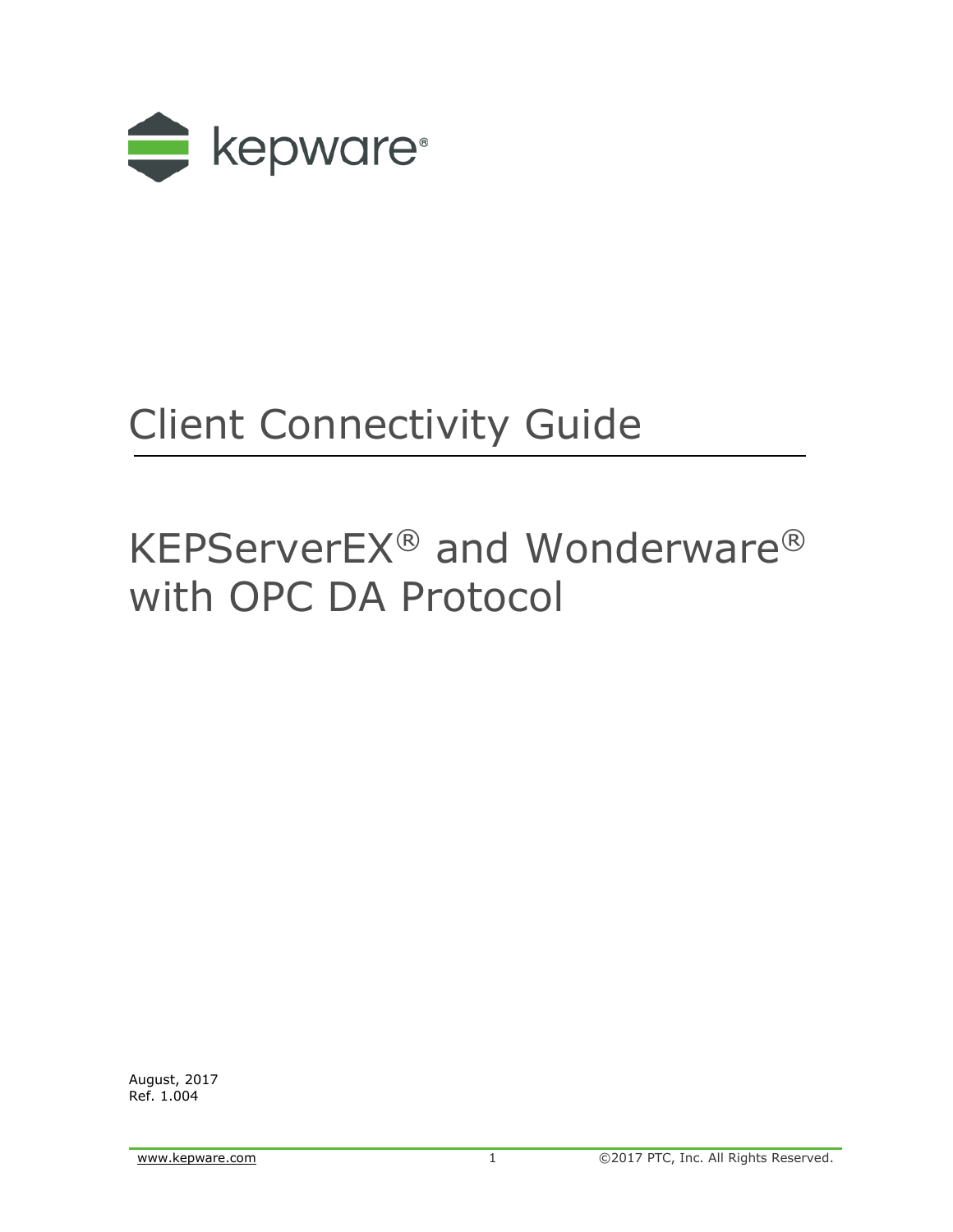kepware®

# Client Connectivity Guide

# KEPServerEX® and Wonderware® with OPC DA Protocol

August, 2017
Ref. 1.004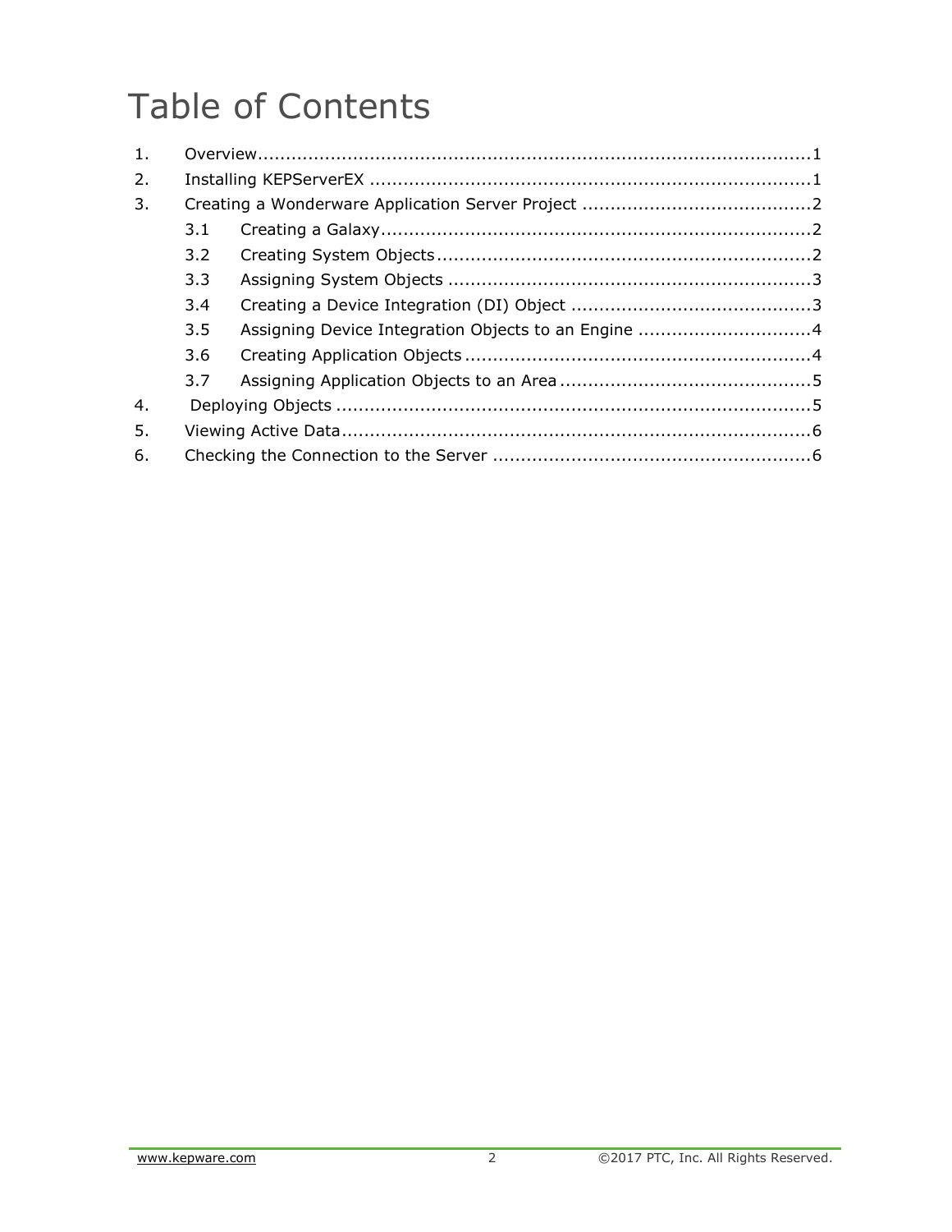# Table of Contents

1. Overview ........................................................................................ 1
2. Installing KEPServerEX ........................................................................ 1
3. Creating a Wonderware Application Server Project ........................................ 2
   - 3.1 Creating a Galaxy ........................................................................ 2
   - 3.2 Creating System Objects ................................................................ 2
   - 3.3 Assigning System Objects ............................................................... 3
   - 3.4 Creating a Device Integration (DI) Object ........................................... 3
   - 3.5 Assigning Device Integration Objects to an Engine ................................. 4
   - 3.6 Creating Application Objects ........................................................... 4
   - 3.7 Assigning Application Objects to an Area ........................................... 5
4. Deploying Objects ............................................................................... 5
5. Viewing Active Data ............................................................................. 6
6. Checking the Connection to the Server ..................................................... 6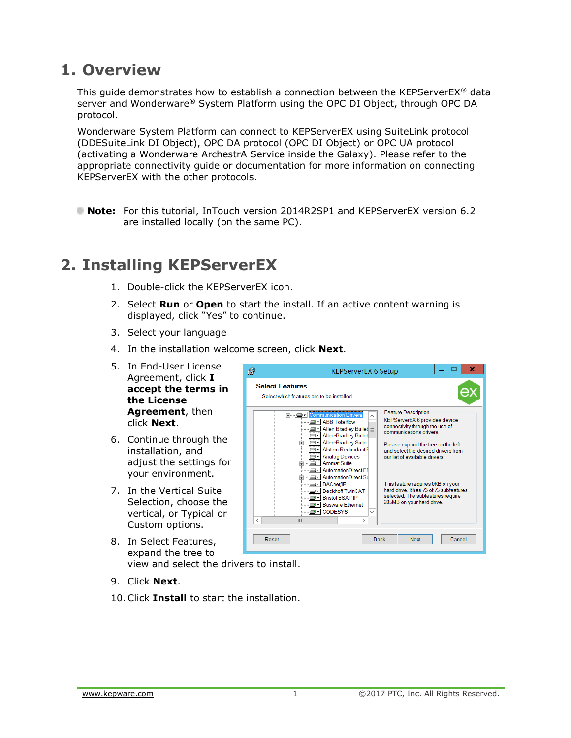# 1. Overview

This guide demonstrates how to establish a connection between the KEPServerEX® data server and Wonderware® System Platform using the OPC DI Object, through OPC DA protocol.

Wonderware System Platform can connect to KEPServerEX using SuiteLink protocol (DDESuiteLink DI Object), OPC DA protocol (OPC DI Object) or OPC UA protocol (activating a Wonderware ArchestrA Service inside the Galaxy). Please refer to the appropriate connectivity guide or documentation for more information on connecting KEPServerEX with the other protocols.

**Note:** For this tutorial, InTouch version 2014R2SP1 and KEPServerEX version 6.2 are installed locally (on the same PC).

# 2. Installing KEPServerEX

1. Double-click the KEPServerEX icon.
2. Select **Run** or **Open** to start the install. If an active content warning is displayed, click "Yes" to continue.
3. Select your language
4. In the installation welcome screen, click **Next**.
5. In End-User License Agreement, click **I accept the terms in the License Agreement**, then click **Next**.
6. Continue through the installation, and adjust the settings for your environment.
7. In the Vertical Suite Selection, choose the vertical, or Typical or Custom options.
8. In Select Features, expand the tree to view and select the drivers to install.
9. Click **Next**.
10. Click **Install** to start the installation.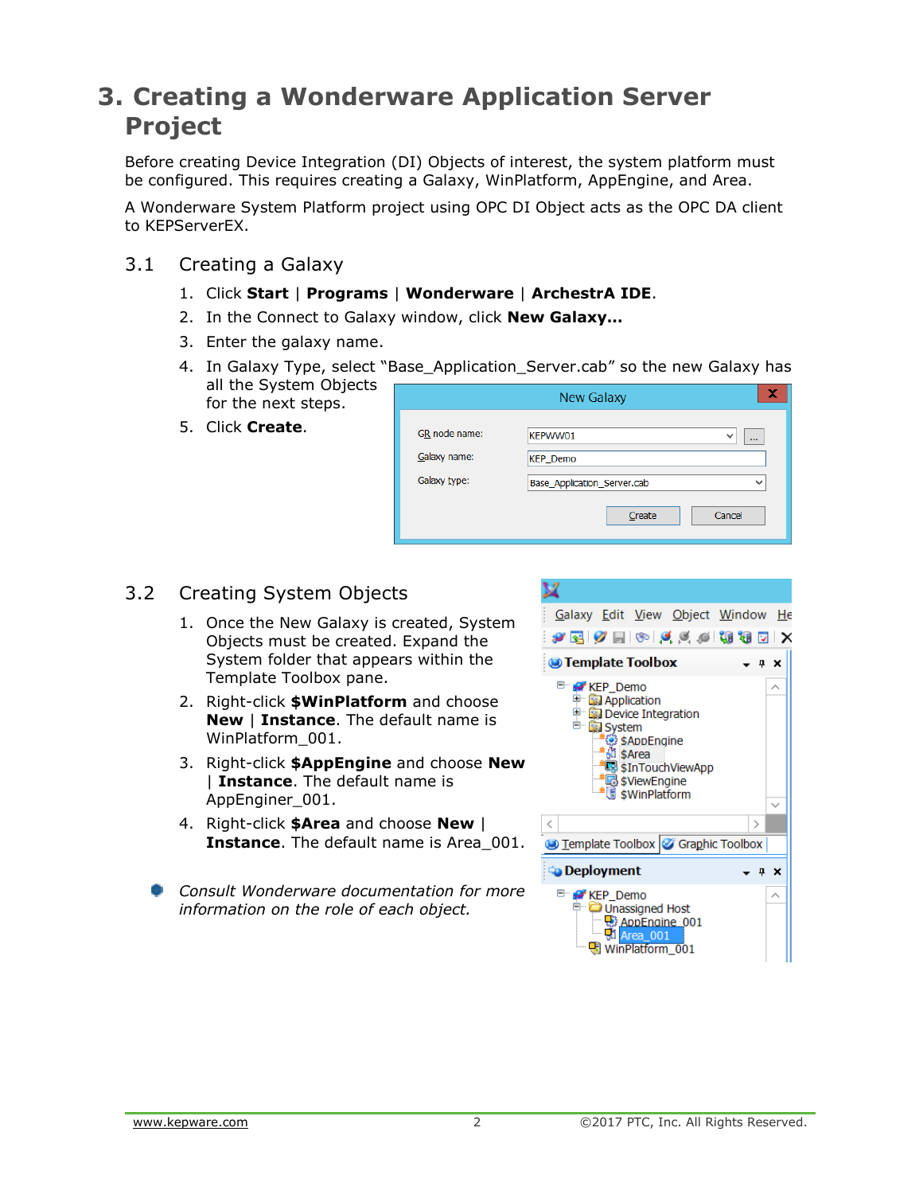# 3. Creating a Wonderware Application Server Project

Before creating Device Integration (DI) Objects of interest, the system platform must be configured. This requires creating a Galaxy, WinPlatform, AppEngine, and Area.

A Wonderware System Platform project using OPC DI Object acts as the OPC DA client to KEPServerEX.

## 3.1 Creating a Galaxy

1. Click **Start** | **Programs** | **Wonderware** | **ArchestrA IDE**.
2. In the Connect to Galaxy window, click **New Galaxy…**
3. Enter the galaxy name.
4. In Galaxy Type, select "Base_Application_Server.cab" so the new Galaxy has all the System Objects for the next steps.
5. Click **Create**.

## 3.2 Creating System Objects

1. Once the New Galaxy is created, System Objects must be created. Expand the System folder that appears within the Template Toolbox pane.
2. Right-click **$WinPlatform** and choose **New** | **Instance**. The default name is WinPlatform_001.
3. Right-click **$AppEngine** and choose **New** | **Instance**. The default name is AppEnginer_001.
4. Right-click **$Area** and choose **New** | **Instance**. The default name is Area_001.

- *Consult Wonderware documentation for more information on the role of each object.*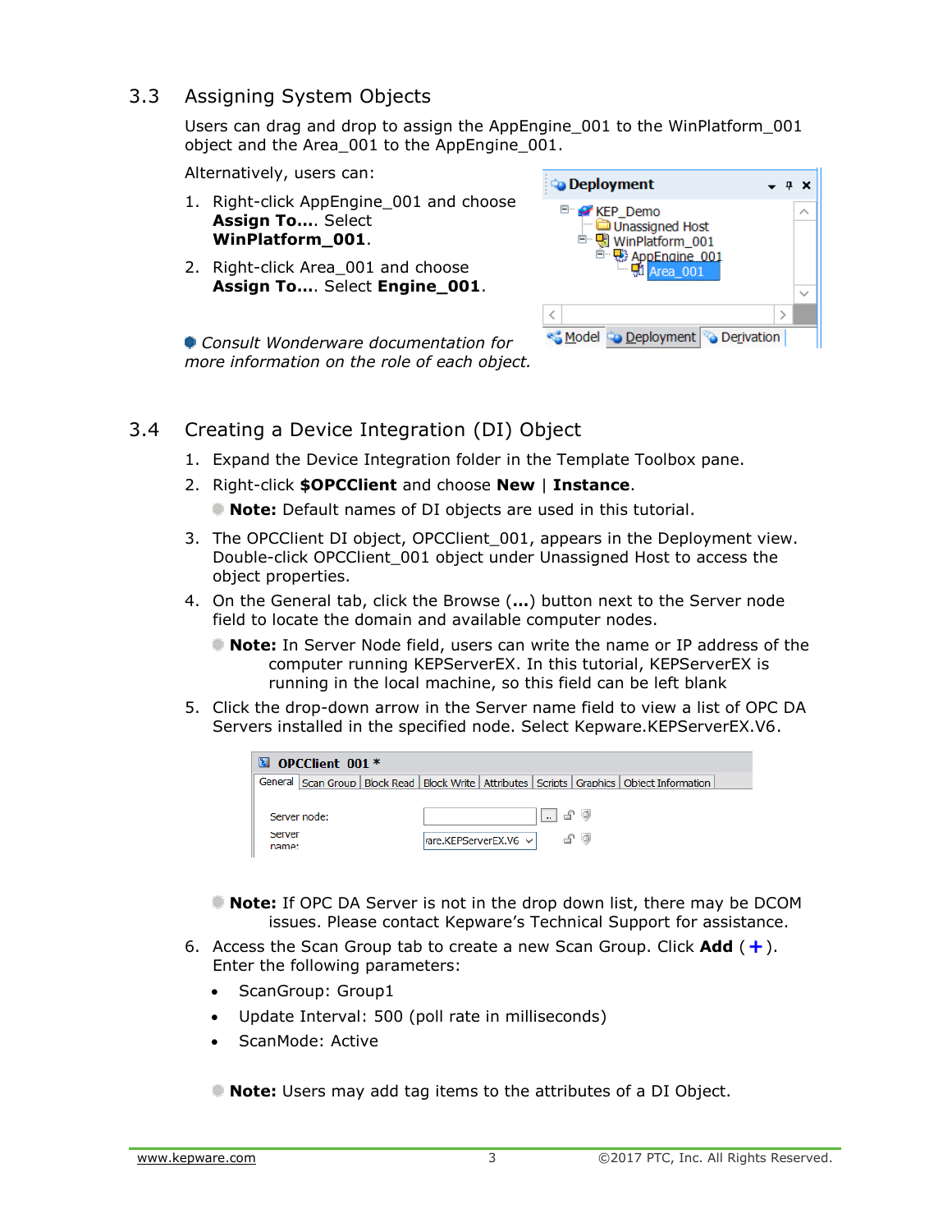## 3.3 Assigning System Objects

Users can drag and drop to assign the AppEngine_001 to the WinPlatform_001 object and the Area_001 to the AppEngine_001.

Alternatively, users can:

1. Right-click AppEngine_001 and choose **Assign To…**. Select **WinPlatform_001**.
2. Right-click Area_001 and choose **Assign To…**. Select **Engine_001**.

*Consult Wonderware documentation for more information on the role of each object.*

## 3.4 Creating a Device Integration (DI) Object

1. Expand the Device Integration folder in the Template Toolbox pane.
2. Right-click **$OPCClient** and choose **New** | **Instance**.

   **Note:** Default names of DI objects are used in this tutorial.

3. The OPCClient DI object, OPCClient_001, appears in the Deployment view. Double-click OPCClient_001 object under Unassigned Host to access the object properties.
4. On the General tab, click the Browse (**…**) button next to the Server node field to locate the domain and available computer nodes.

   **Note:** In Server Node field, users can write the name or IP address of the computer running KEPServerEX. In this tutorial, KEPServerEX is running in the local machine, so this field can be left blank

5. Click the drop-down arrow in the Server name field to view a list of OPC DA Servers installed in the specified node. Select Kepware.KEPServerEX.V6.

   **Note:** If OPC DA Server is not in the drop down list, there may be DCOM issues. Please contact Kepware's Technical Support for assistance.

6. Access the Scan Group tab to create a new Scan Group. Click **Add** (**+**). Enter the following parameters:
   - ScanGroup: Group1
   - Update Interval: 500 (poll rate in milliseconds)
   - ScanMode: Active

   **Note:** Users may add tag items to the attributes of a DI Object.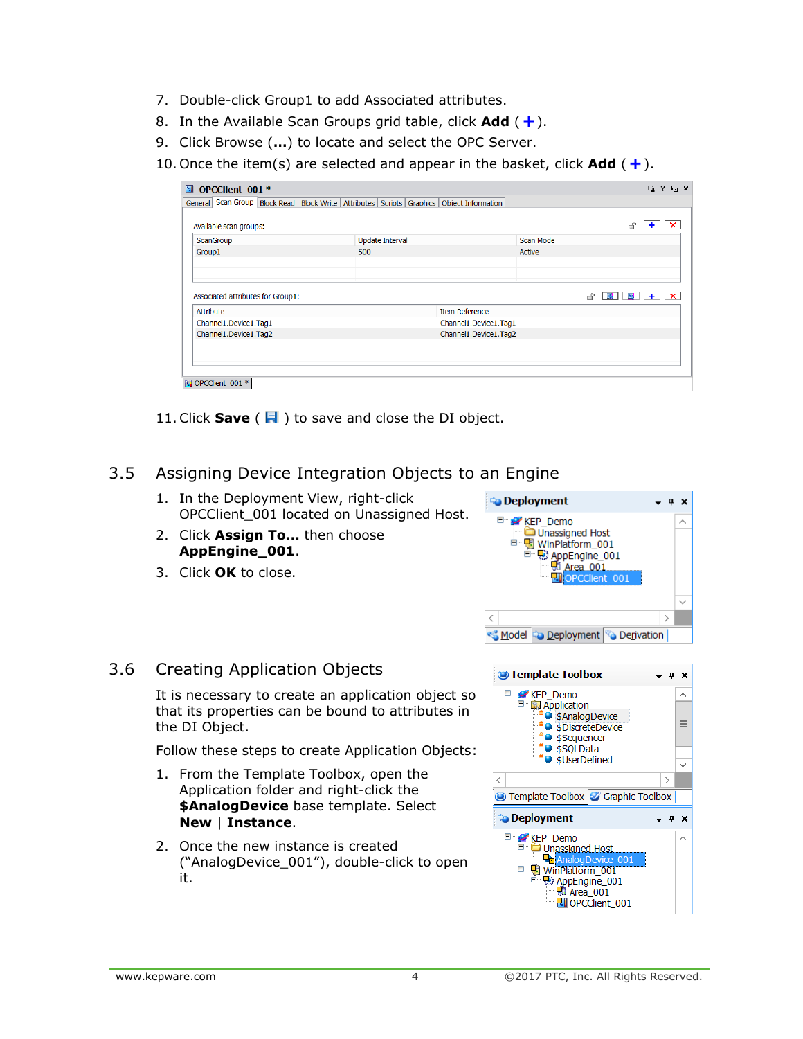7. Double-click Group1 to add Associated attributes.
8. In the Available Scan Groups grid table, click **Add** ( **+** ).
9. Click Browse (**...**) to locate and select the OPC Server.
10. Once the item(s) are selected and appear in the basket, click **Add** ( **+** ).

11. Click **Save** ( ) to save and close the DI object.

## 3.5 Assigning Device Integration Objects to an Engine

1. In the Deployment View, right-click OPCClient_001 located on Unassigned Host.
2. Click **Assign To...** then choose **AppEngine_001**.
3. Click **OK** to close.

## 3.6 Creating Application Objects

It is necessary to create an application object so that its properties can be bound to attributes in the DI Object.

Follow these steps to create Application Objects:

1. From the Template Toolbox, open the Application folder and right-click the **$AnalogDevice** base template. Select **New** | **Instance**.
2. Once the new instance is created ("AnalogDevice_001"), double-click to open it.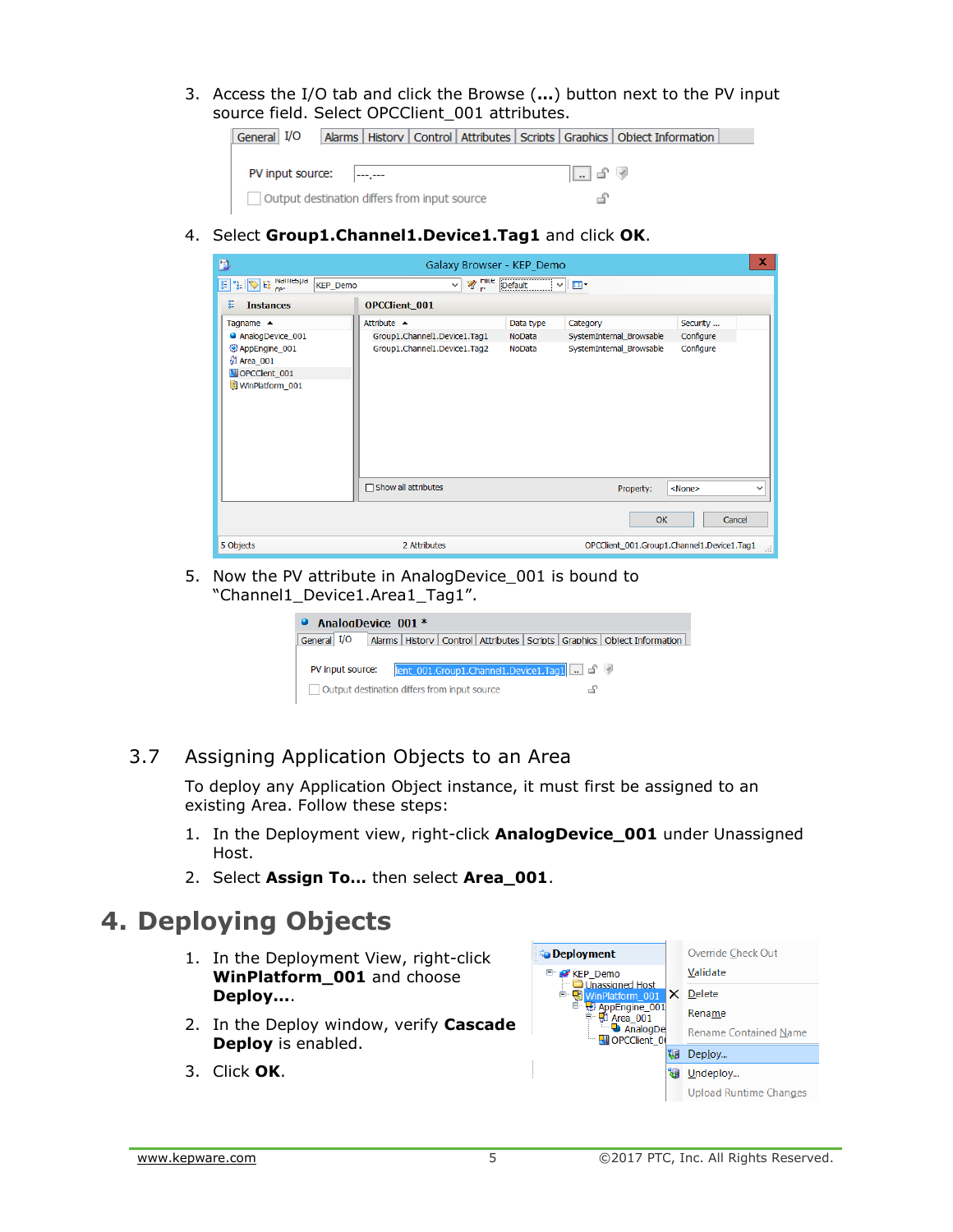3. Access the I/O tab and click the Browse (**...**) button next to the PV input source field. Select OPCClient_001 attributes.

4. Select **Group1.Channel1.Device1.Tag1** and click **OK**.

5. Now the PV attribute in AnalogDevice_001 is bound to "Channel1_Device1.Area1_Tag1".

## 3.7 Assigning Application Objects to an Area

To deploy any Application Object instance, it must first be assigned to an existing Area. Follow these steps:

1. In the Deployment view, right-click **AnalogDevice_001** under Unassigned Host.
2. Select **Assign To...** then select **Area_001**.

# 4. Deploying Objects

1. In the Deployment View, right-click **WinPlatform_001** and choose **Deploy...**.
2. In the Deploy window, verify **Cascade Deploy** is enabled.
3. Click **OK**.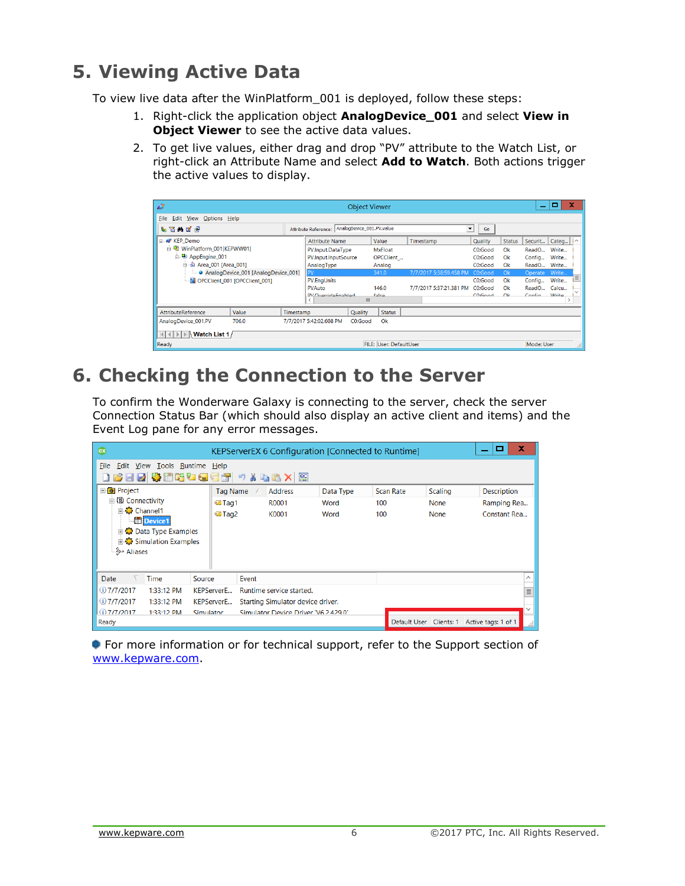# 5. Viewing Active Data

To view live data after the WinPlatform_001 is deployed, follow these steps:

1. Right-click the application object **AnalogDevice_001** and select **View in Object Viewer** to see the active data values.
2. To get live values, either drag and drop "PV" attribute to the Watch List, or right-click an Attribute Name and select **Add to Watch**. Both actions trigger the active values to display.

# 6. Checking the Connection to the Server

To confirm the Wonderware Galaxy is connecting to the server, check the server Connection Status Bar (which should also display an active client and items) and the Event Log pane for any error messages.

For more information or for technical support, refer to the Support section of www.kepware.com.